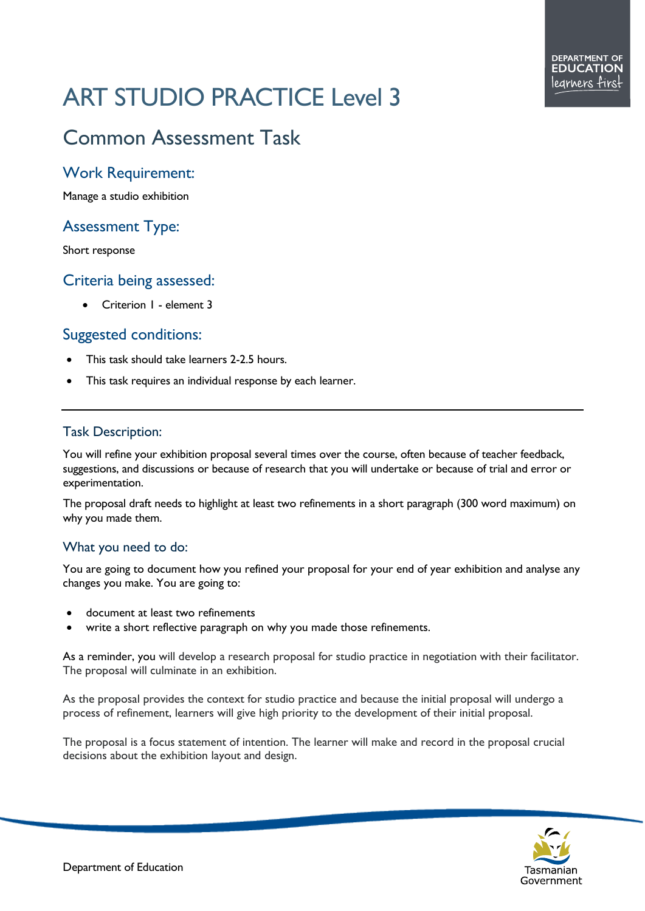# ART STUDIO PRACTICE Level 3

## Common Assessment Task

### Work Requirement:

Manage a studio exhibition

### Assessment Type:

Short response

### Criteria being assessed:

- Criterion 1 - element 3

### Suggested conditions:

- This task should take learners 2-2.5 hours.
- This task requires an individual response by each learner.

---

### Task Description:

You will refine your exhibition proposal several times over the course, often because of teacher feedback, suggestions, and discussions or because of research that you will undertake or because of trial and error or experimentation.

The proposal draft needs to highlight at least two refinements in a short paragraph (300 word maximum) on why you made them.

### What you need to do:

You are going to document how you refined your proposal for your end of year exhibition and analyse any changes you make. You are going to:

- document at least two refinements
- write a short reflective paragraph on why you made those refinements.

As a reminder, you will develop a research proposal for studio practice in negotiation with their facilitator. The proposal will culminate in an exhibition.

As the proposal provides the context for studio practice and because the initial proposal will undergo a process of refinement, learners will give high priority to the development of their initial proposal.

The proposal is a focus statement of intention. The learner will make and record in the proposal crucial decisions about the exhibition layout and design.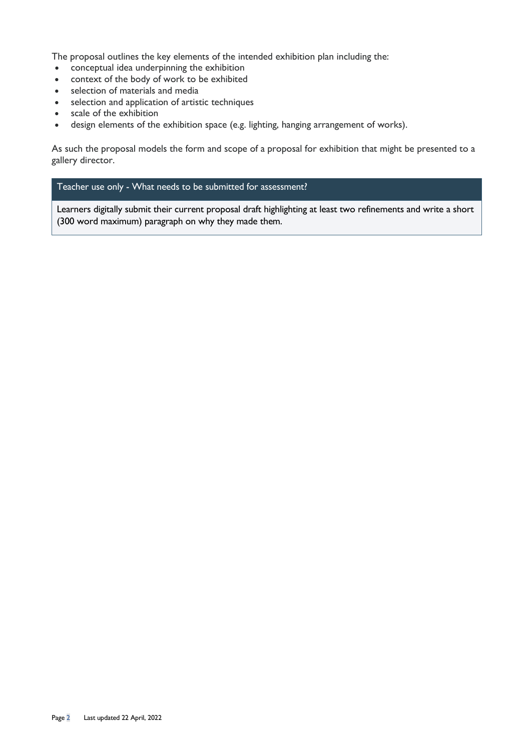The proposal outlines the key elements of the intended exhibition plan including the:

- conceptual idea underpinning the exhibition
- context of the body of work to be exhibited
- selection of materials and media
- selection and application of artistic techniques
- scale of the exhibition
- design elements of the exhibition space (e.g. lighting, hanging arrangement of works).

As such the proposal models the form and scope of a proposal for exhibition that might be presented to a gallery director.

| Teacher use only - What needs to be submitted for assessment? |
| --- |
| Learners digitally submit their current proposal draft highlighting at least two refinements and write a short (300 word maximum) paragraph on why they made them. |